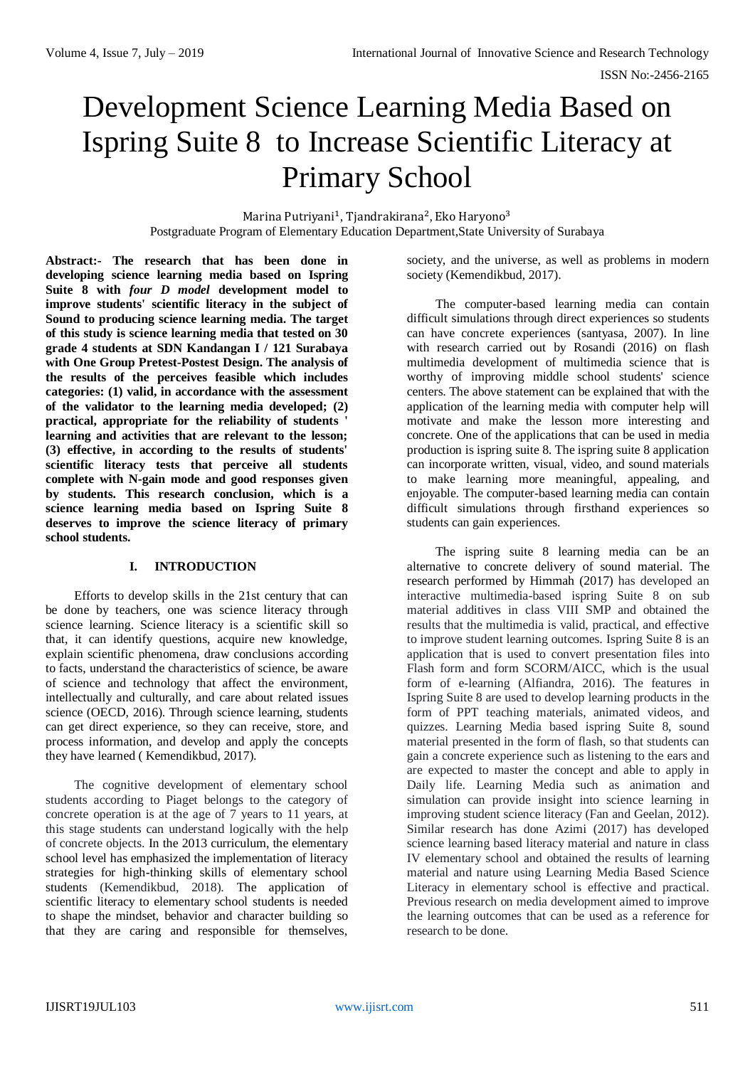# Development Science Learning Media Based on Ispring Suite 8 to Increase Scientific Literacy at Primary School

Marina Putriyani[1], Tjandrakirana[2], Eko Haryono[3]
Postgraduate Program of Elementary Education Department,State University of Surabaya

**Abstract:- The research that has been done in developing science learning media based on Ispring Suite 8 with *four D model* development model to improve students' scientific literacy in the subject of Sound to producing science learning media. The target of this study is science learning media that tested on 30 grade 4 students at SDN Kandangan I / 121 Surabaya with One Group Pretest-Postest Design. The analysis of the results of the perceives feasible which includes categories: (1) valid, in accordance with the assessment of the validator to the learning media developed; (2) practical, appropriate for the reliability of students ' learning and activities that are relevant to the lesson; (3) effective, in according to the results of students' scientific literacy tests that perceive all students complete with N-gain mode and good responses given by students. This research conclusion, which is a science learning media based on Ispring Suite 8 deserves to improve the science literacy of primary school students.**

## I. INTRODUCTION

Efforts to develop skills in the 21st century that can be done by teachers, one was science literacy through science learning. Science literacy is a scientific skill so that, it can identify questions, acquire new knowledge, explain scientific phenomena, draw conclusions according to facts, understand the characteristics of science, be aware of science and technology that affect the environment, intellectually and culturally, and care about related issues science (OECD, 2016). Through science learning, students can get direct experience, so they can receive, store, and process information, and develop and apply the concepts they have learned ( Kemendikbud, 2017).

The cognitive development of elementary school students according to Piaget belongs to the category of concrete operation is at the age of 7 years to 11 years, at this stage students can understand logically with the help of concrete objects. In the 2013 curriculum, the elementary school level has emphasized the implementation of literacy strategies for high-thinking skills of elementary school students (Kemendikbud, 2018). The application of scientific literacy to elementary school students is needed to shape the mindset, behavior and character building so that they are caring and responsible for themselves, society, and the universe, as well as problems in modern society (Kemendikbud, 2017).

The computer-based learning media can contain difficult simulations through direct experiences so students can have concrete experiences (santyasa, 2007). In line with research carried out by Rosandi (2016) on flash multimedia development of multimedia science that is worthy of improving middle school students' science centers. The above statement can be explained that with the application of the learning media with computer help will motivate and make the lesson more interesting and concrete. One of the applications that can be used in media production is ispring suite 8. The ispring suite 8 application can incorporate written, visual, video, and sound materials to make learning more meaningful, appealing, and enjoyable. The computer-based learning media can contain difficult simulations through firsthand experiences so students can gain experiences.

The ispring suite 8 learning media can be an alternative to concrete delivery of sound material. The research performed by Himmah (2017) has developed an interactive multimedia-based ispring Suite 8 on sub material additives in class VIII SMP and obtained the results that the multimedia is valid, practical, and effective to improve student learning outcomes. Ispring Suite 8 is an application that is used to convert presentation files into Flash form and form SCORM/AICC, which is the usual form of e-learning (Alfiandra, 2016). The features in Ispring Suite 8 are used to develop learning products in the form of PPT teaching materials, animated videos, and quizzes. Learning Media based ispring Suite 8, sound material presented in the form of flash, so that students can gain a concrete experience such as listening to the ears and are expected to master the concept and able to apply in Daily life. Learning Media such as animation and simulation can provide insight into science learning in improving student science literacy (Fan and Geelan, 2012). Similar research has done Azimi (2017) has developed science learning based literacy material and nature in class IV elementary school and obtained the results of learning material and nature using Learning Media Based Science Literacy in elementary school is effective and practical. Previous research on media development aimed to improve the learning outcomes that can be used as a reference for research to be done.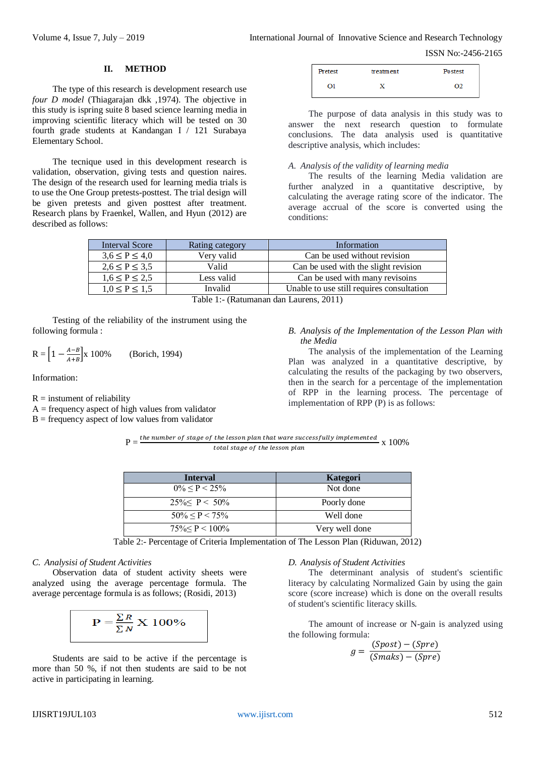## II. METHOD

The type of this research is development research use *four D model* (Thiagarajan dkk ,1974). The objective in this study is ispring suite 8 based science learning media in improving scientific literacy which will be tested on 30 fourth grade students at Kandangan I / 121 Surabaya Elementary School.

The tecnique used in this development research is validation, observation, giving tests and question naires. The design of the research used for learning media trials is to use the One Group pretests-posttest. The trial design will be given pretests and given posttest after treatment. Research plans by Fraenkel, Wallen, and Hyun (2012) are described as follows:

| Pretest | treatment | Postest |
|---|---|---|
| O1 | X | O2 |

The purpose of data analysis in this study was to answer the next research question to formulate conclusions. The data analysis used is quantitative descriptive analysis, which includes:

### *A. Analysis of the validity of learning media*

The results of the learning Media validation are further analyzed in a quantitative descriptive, by calculating the average rating score of the indicator. The average accrual of the score is converted using the conditions:

| Interval Score | Rating category | Information |
|---|---|---|
| $3{,}6 \leq P \leq 4{,}0$ | Very valid | Can be used without revision |
| $2{,}6 \leq P \leq 3{,}5$ | Valid | Can be used with the slight revision |
| $1{,}6 \leq P \leq 2{,}5$ | Less valid | Can be used with many revisoins |
| $1{,}0 \leq P \leq 1{,}5$ | Invalid | Unable to use still requires consultation |

Table 1:- (Ratumanan dan Laurens, 2011)

Testing of the reliability of the instrument using the following formula :

$$R = \left[1 - \frac{A-B}{A+B}\right] x\ 100\% \qquad \text{(Borich, 1994)}$$

Information:

R = instument of reliability
A = frequency aspect of high values from validator
B = frequency aspect of low values from validator

### *B. Analysis of the Implementation of the Lesson Plan with the Media*

The analysis of the implementation of the Learning Plan was analyzed in a quantitative descriptive, by calculating the results of the packaging by two observers, then in the search for a percentage of the implementation of RPP in the learning process. The percentage of implementation of RPP (P) is as follows:

$$P = \frac{\textit{the number of stage of the lesson plan that ware successfully implemented}}{\textit{total stage of the lesson plan}} \text{ x } 100\%$$

| Interval | Kategori |
|---|---|
| $0\% \leq P < 25\%$ | Not done |
| $25\% \leq P < 50\%$ | Poorly done |
| $50\% \leq P < 75\%$ | Well done |
| $75\% \leq P < 100\%$ | Very well done |

Table 2:- Percentage of Criteria Implementation of The Lesson Plan (Riduwan, 2012)

### *C. Analysisi of Student Activities*

Observation data of student activity sheets were analyzed using the average percentage formula. The average percentage formula is as follows; (Rosidi, 2013)

$$P = \frac{\sum R}{\sum N} \text{ X } 100\%$$

Students are said to be active if the percentage is more than 50 %, if not then students are said to be not active in participating in learning.

### *D. Analysis of Student Activities*

The determinant analysis of student's scientific literacy by calculating Normalized Gain by using the gain score (score increase) which is done on the overall results of student's scientific literacy skills.

The amount of increase or N-gain is analyzed using the following formula:

$$g = \frac{(Spost) - (Spre)}{(Smaks) - (Spre)}$$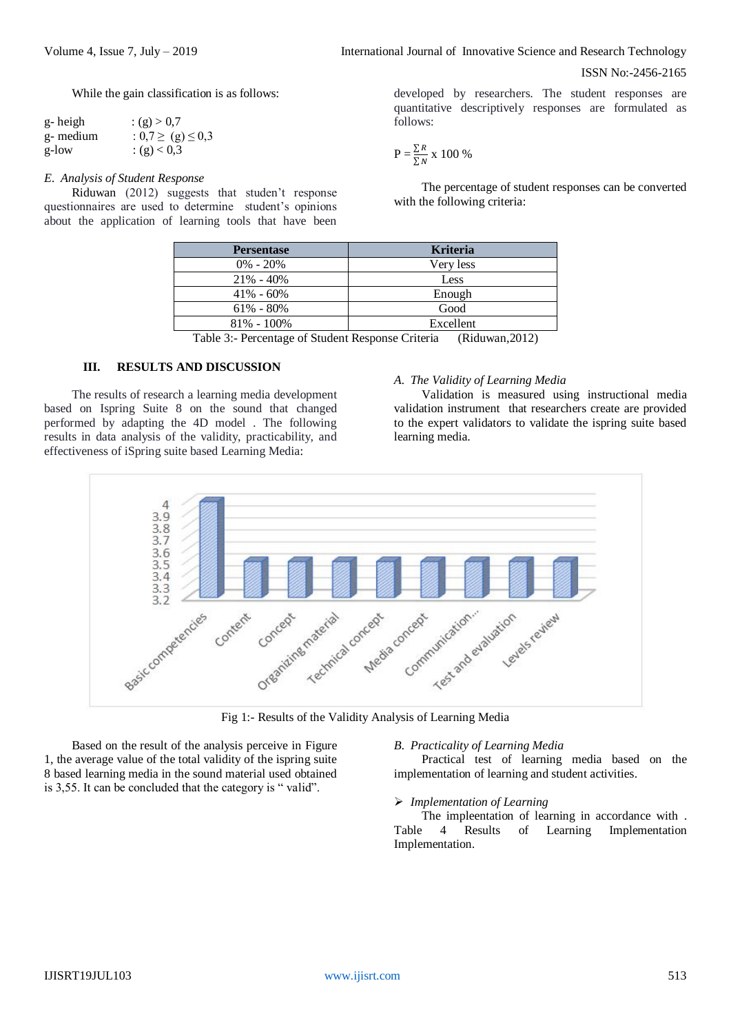While the gain classification is as follows:

g- heigh : (g) > 0,7
g- medium : 0,7 ≥ (g) ≤ 0,3
g-low : (g) < 0,3

*E. Analysis of Student Response*

Riduwan (2012) suggests that studen't response questionnaires are used to determine student's opinions about the application of learning tools that have been developed by researchers. The student responses are quantitative descriptively responses are formulated as follows:

$$P = \frac{\sum R}{\sum N} \times 100\ \%$$

The percentage of student responses can be converted with the following criteria:

| Persentase | Kriteria |
|---|---|
| 0% - 20% | Very less |
| 21% - 40% | Less |
| 41% - 60% | Enough |
| 61% - 80% | Good |
| 81% - 100% | Excellent |

Table 3:- Percentage of Student Response Criteria (Riduwan,2012)

## III. RESULTS AND DISCUSSION

The results of research a learning media development based on Ispring Suite 8 on the sound that changed performed by adapting the 4D model . The following results in data analysis of the validity, practicability, and effectiveness of iSpring suite based Learning Media:

*A. The Validity of Learning Media*

Validation is measured using instructional media validation instrument that researchers create are provided to the expert validators to validate the ispring suite based learning media.

4
3.9
3.8
3.7
3.6
3.5
3.4
3.3
3.2

Basic competencies
Content
Concept
Organizing material
Technical concept
Media concept
Communication...
Test and evaluation
Levels review

Fig 1:- Results of the Validity Analysis of Learning Media

Based on the result of the analysis perceive in Figure 1, the average value of the total validity of the ispring suite 8 based learning media in the sound material used obtained is 3,55. It can be concluded that the category is " valid".

*B. Practicality of Learning Media*

Practical test of learning media based on the implementation of learning and student activities.

- *Implementation of Learning*

The impleentation of learning in accordance with . Table 4 Results of Learning Implementation Implementation.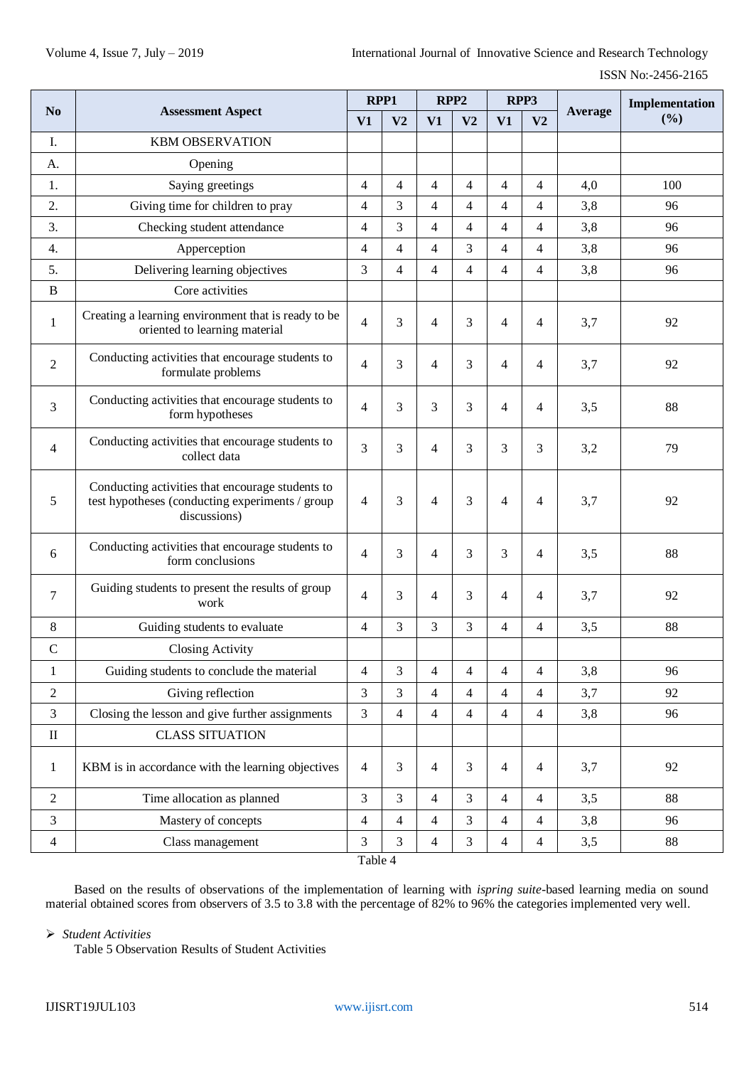| No | Assessment Aspect | RPP1 | | RPP2 | | RPP3 | | Average | Implementation (%) |
|---|---|---|---|---|---|---|---|---|---|
| | | V1 | V2 | V1 | V2 | V1 | V2 | | |
| I. | KBM OBSERVATION | | | | | | | | |
| A. | Opening | | | | | | | | |
| 1. | Saying greetings | 4 | 4 | 4 | 4 | 4 | 4 | 4,0 | 100 |
| 2. | Giving time for children to pray | 4 | 3 | 4 | 4 | 4 | 4 | 3,8 | 96 |
| 3. | Checking student attendance | 4 | 3 | 4 | 4 | 4 | 4 | 3,8 | 96 |
| 4. | Apperception | 4 | 4 | 4 | 3 | 4 | 4 | 3,8 | 96 |
| 5. | Delivering learning objectives | 3 | 4 | 4 | 4 | 4 | 4 | 3,8 | 96 |
| B | Core activities | | | | | | | | |
| 1 | Creating a learning environment that is ready to be oriented to learning material | 4 | 3 | 4 | 3 | 4 | 4 | 3,7 | 92 |
| 2 | Conducting activities that encourage students to formulate problems | 4 | 3 | 4 | 3 | 4 | 4 | 3,7 | 92 |
| 3 | Conducting activities that encourage students to form hypotheses | 4 | 3 | 3 | 3 | 4 | 4 | 3,5 | 88 |
| 4 | Conducting activities that encourage students to collect data | 3 | 3 | 4 | 3 | 3 | 3 | 3,2 | 79 |
| 5 | Conducting activities that encourage students to test hypotheses (conducting experiments / group discussions) | 4 | 3 | 4 | 3 | 4 | 4 | 3,7 | 92 |
| 6 | Conducting activities that encourage students to form conclusions | 4 | 3 | 4 | 3 | 3 | 4 | 3,5 | 88 |
| 7 | Guiding students to present the results of group work | 4 | 3 | 4 | 3 | 4 | 4 | 3,7 | 92 |
| 8 | Guiding students to evaluate | 4 | 3 | 3 | 3 | 4 | 4 | 3,5 | 88 |
| C | Closing Activity | | | | | | | | |
| 1 | Guiding students to conclude the material | 4 | 3 | 4 | 4 | 4 | 4 | 3,8 | 96 |
| 2 | Giving reflection | 3 | 3 | 4 | 4 | 4 | 4 | 3,7 | 92 |
| 3 | Closing the lesson and give further assignments | 3 | 4 | 4 | 4 | 4 | 4 | 3,8 | 96 |
| II | CLASS SITUATION | | | | | | | | |
| 1 | KBM is in accordance with the learning objectives | 4 | 3 | 4 | 3 | 4 | 4 | 3,7 | 92 |
| 2 | Time allocation as planned | 3 | 3 | 4 | 3 | 4 | 4 | 3,5 | 88 |
| 3 | Mastery of concepts | 4 | 4 | 4 | 3 | 4 | 4 | 3,8 | 96 |
| 4 | Class management | 3 | 3 | 4 | 3 | 4 | 4 | 3,5 | 88 |

Table 4

Based on the results of observations of the implementation of learning with *ispring suite*-based learning media on sound material obtained scores from observers of 3.5 to 3.8 with the percentage of 82% to 96% the categories implemented very well.

- *Student Activities*

Table 5 Observation Results of Student Activities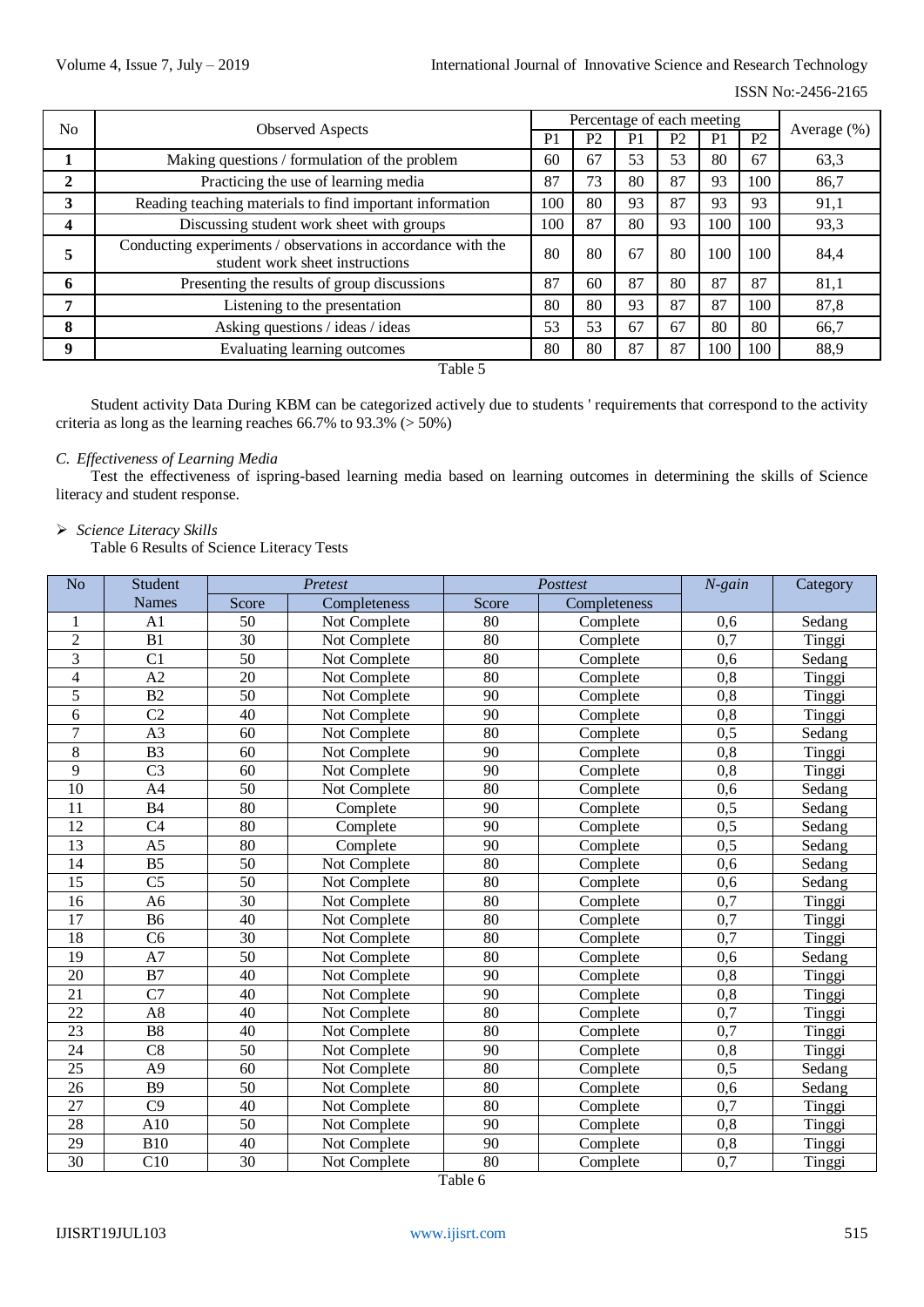| No | Observed Aspects | Percentage of each meeting | | | | | | Average (%) |
|---|---|---|---|---|---|---|---|---|
| | | P1 | P2 | P1 | P2 | P1 | P2 | |
| **1** | Making questions / formulation of the problem | 60 | 67 | 53 | 53 | 80 | 67 | 63,3 |
| **2** | Practicing the use of learning media | 87 | 73 | 80 | 87 | 93 | 100 | 86,7 |
| **3** | Reading teaching materials to find important information | 100 | 80 | 93 | 87 | 93 | 93 | 91,1 |
| **4** | Discussing student work sheet with groups | 100 | 87 | 80 | 93 | 100 | 100 | 93,3 |
| **5** | Conducting experiments / observations in accordance with the student work sheet instructions | 80 | 80 | 67 | 80 | 100 | 100 | 84,4 |
| **6** | Presenting the results of group discussions | 87 | 60 | 87 | 80 | 87 | 87 | 81,1 |
| **7** | Listening to the presentation | 80 | 80 | 93 | 87 | 87 | 100 | 87,8 |
| **8** | Asking questions / ideas / ideas | 53 | 53 | 67 | 67 | 80 | 80 | 66,7 |
| **9** | Evaluating learning outcomes | 80 | 80 | 87 | 87 | 100 | 100 | 88,9 |

Table 5

Student activity Data During KBM can be categorized actively due to students ' requirements that correspond to the activity criteria as long as the learning reaches 66.7% to 93.3% (> 50%)

### *C. Effectiveness of Learning Media*

Test the effectiveness of ispring-based learning media based on learning outcomes in determining the skills of Science literacy and student response.

➢ *Science Literacy Skills*

Table 6 Results of Science Literacy Tests

| No | Student Names | *Pretest* | | *Posttest* | | *N-gain* | Category |
|---|---|---|---|---|---|---|---|
| | | Score | Completeness | Score | Completeness | | |
| 1 | A1 | 50 | Not Complete | 80 | Complete | 0,6 | Sedang |
| 2 | B1 | 30 | Not Complete | 80 | Complete | 0,7 | Tinggi |
| 3 | C1 | 50 | Not Complete | 80 | Complete | 0,6 | Sedang |
| 4 | A2 | 20 | Not Complete | 80 | Complete | 0,8 | Tinggi |
| 5 | B2 | 50 | Not Complete | 90 | Complete | 0,8 | Tinggi |
| 6 | C2 | 40 | Not Complete | 90 | Complete | 0,8 | Tinggi |
| 7 | A3 | 60 | Not Complete | 80 | Complete | 0,5 | Sedang |
| 8 | B3 | 60 | Not Complete | 90 | Complete | 0,8 | Tinggi |
| 9 | C3 | 60 | Not Complete | 90 | Complete | 0,8 | Tinggi |
| 10 | A4 | 50 | Not Complete | 80 | Complete | 0,6 | Sedang |
| 11 | B4 | 80 | Complete | 90 | Complete | 0,5 | Sedang |
| 12 | C4 | 80 | Complete | 90 | Complete | 0,5 | Sedang |
| 13 | A5 | 80 | Complete | 90 | Complete | 0,5 | Sedang |
| 14 | B5 | 50 | Not Complete | 80 | Complete | 0,6 | Sedang |
| 15 | C5 | 50 | Not Complete | 80 | Complete | 0,6 | Sedang |
| 16 | A6 | 30 | Not Complete | 80 | Complete | 0,7 | Tinggi |
| 17 | B6 | 40 | Not Complete | 80 | Complete | 0,7 | Tinggi |
| 18 | C6 | 30 | Not Complete | 80 | Complete | 0,7 | Tinggi |
| 19 | A7 | 50 | Not Complete | 80 | Complete | 0,6 | Sedang |
| 20 | B7 | 40 | Not Complete | 90 | Complete | 0,8 | Tinggi |
| 21 | C7 | 40 | Not Complete | 90 | Complete | 0,8 | Tinggi |
| 22 | A8 | 40 | Not Complete | 80 | Complete | 0,7 | Tinggi |
| 23 | B8 | 40 | Not Complete | 80 | Complete | 0,7 | Tinggi |
| 24 | C8 | 50 | Not Complete | 90 | Complete | 0,8 | Tinggi |
| 25 | A9 | 60 | Not Complete | 80 | Complete | 0,5 | Sedang |
| 26 | B9 | 50 | Not Complete | 80 | Complete | 0,6 | Sedang |
| 27 | C9 | 40 | Not Complete | 80 | Complete | 0,7 | Tinggi |
| 28 | A10 | 50 | Not Complete | 90 | Complete | 0,8 | Tinggi |
| 29 | B10 | 40 | Not Complete | 90 | Complete | 0,8 | Tinggi |
| 30 | C10 | 30 | Not Complete | 80 | Complete | 0,7 | Tinggi |

Table 6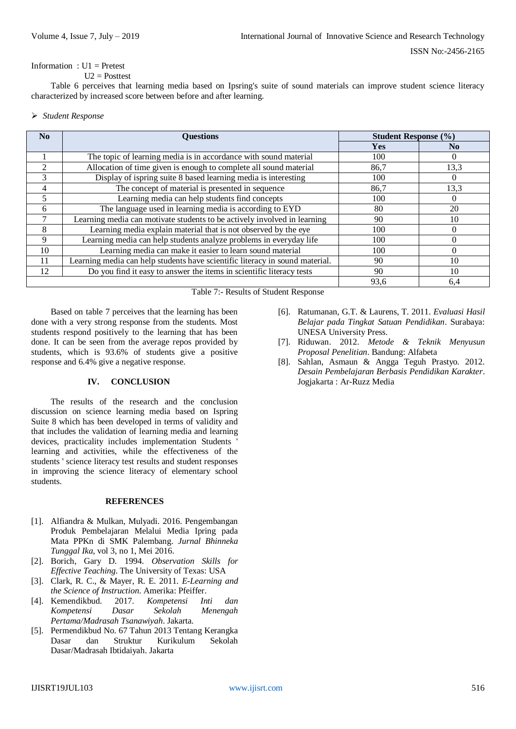Information : U1 = Pretest
U2 = Posttest

Table 6 perceives that learning media based on Ipsring's suite of sound materials can improve student science literacy characterized by increased score between before and after learning.

➢ *Student Response*

| No | Questions | Student Response (%) | |
|---|---|---|---|
| | | Yes | No |
| 1 | The topic of learning media is in accordance with sound material | 100 | 0 |
| 2 | Allocation of time given is enough to complete all sound material | 86,7 | 13,3 |
| 3 | Display of ispring suite 8 based learning media is interesting | 100 | 0 |
| 4 | The concept of material is presented in sequence | 86,7 | 13,3 |
| 5 | Learning media can help students find concepts | 100 | 0 |
| 6 | The language used in learning media is according to EYD | 80 | 20 |
| 7 | Learning media can motivate students to be actively involved in learning | 90 | 10 |
| 8 | Learning media explain material that is not observed by the eye | 100 | 0 |
| 9 | Learning media can help students analyze problems in everyday life | 100 | 0 |
| 10 | Learning media can make it easier to learn sound material | 100 | 0 |
| 11 | Learning media can help students have scientific literacy in sound material. | 90 | 10 |
| 12 | Do you find it easy to answer the items in scientific literacy tests | 90 | 10 |
| | | 93,6 | 6,4 |

Table 7:- Results of Student Response

Based on table 7 perceives that the learning has been done with a very strong response from the students. Most students respond positively to the learning that has been done. It can be seen from the average repos provided by students, which is 93.6% of students give a positive response and 6.4% give a negative response.

## IV. CONCLUSION

The results of the research and the conclusion discussion on science learning media based on Ispring Suite 8 which has been developed in terms of validity and that includes the validation of learning media and learning devices, practicality includes implementation Students ' learning and activities, while the effectiveness of the students ' science literacy test results and student responses in improving the science literacy of elementary school students.

## REFERENCES

[1]. Alfiandra & Mulkan, Mulyadi. 2016. Pengembangan Produk Pembelajaran Melalui Media Ipring pada Mata PPKn di SMK Palembang. *Jurnal Bhinneka Tunggal Ika,* vol 3, no 1, Mei 2016.

[2]. Borich, Gary D. 1994. *Observation Skills for Effective Teaching*. The University of Texas: USA

[3]. Clark, R. C., & Mayer, R. E. 2011. *E-Learning and the Science of Instruction*. Amerika: Pfeiffer.

[4]. Kemendikbud. 2017. *Kompetensi Inti dan Kompetensi Dasar Sekolah Menengah Pertama/Madrasah Tsanawiyah*. Jakarta.

[5]. Permendikbud No. 67 Tahun 2013 Tentang Kerangka Dasar dan Struktur Kurikulum Sekolah Dasar/Madrasah Ibtidaiyah. Jakarta

[6]. Ratumanan, G.T. & Laurens, T. 2011. *Evaluasi Hasil Belajar pada Tingkat Satuan Pendidikan*. Surabaya: UNESA University Press.

[7]. Riduwan. 2012. *Metode & Teknik Menyusun Proposal Penelitian*. Bandung: Alfabeta

[8]. Sahlan, Asmaun & Angga Teguh Prastyo. 2012. *Desain Pembelajaran Berbasis Pendidikan Karakter*. Jogjakarta : Ar-Ruzz Media